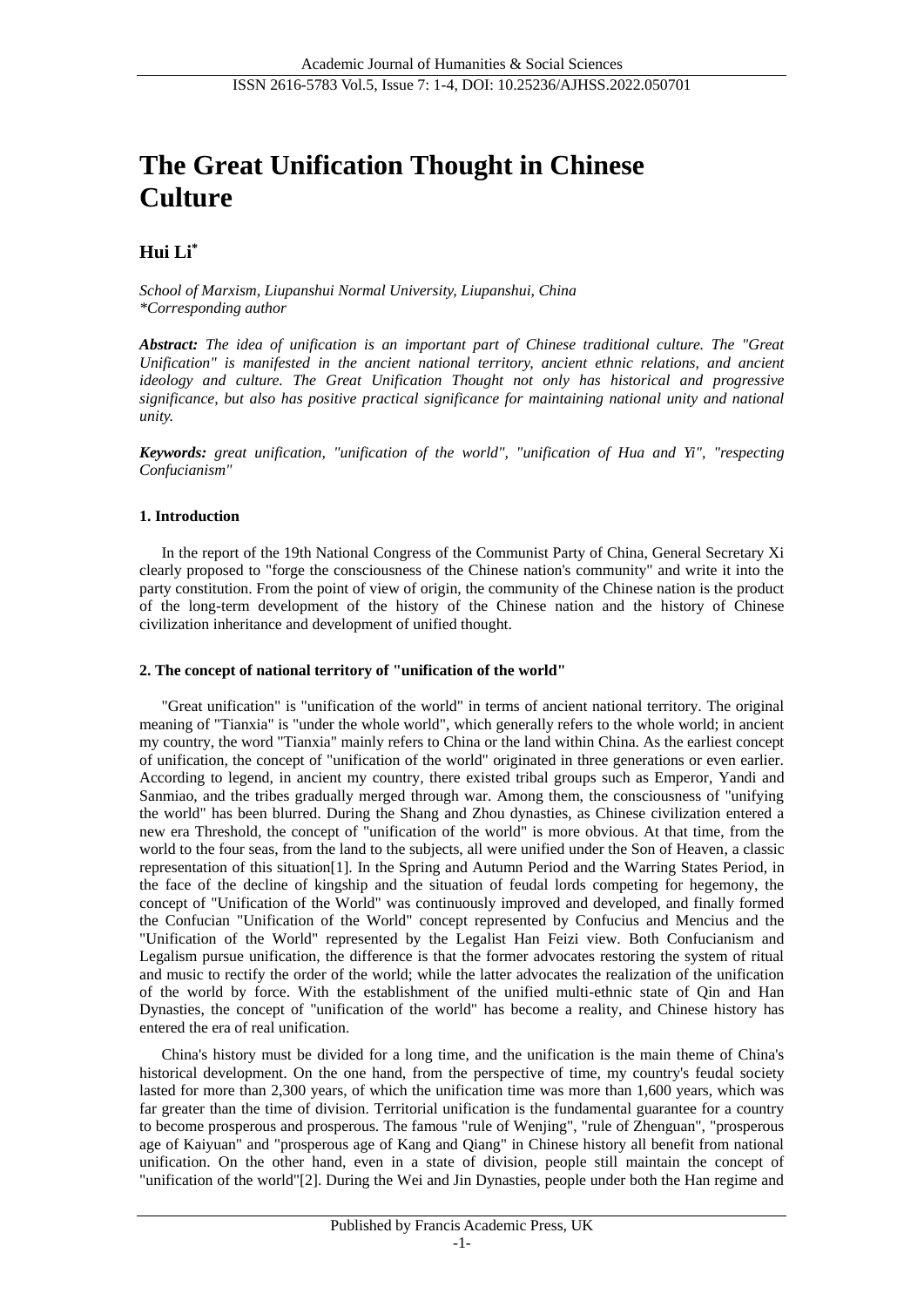# The Great Unification Thought in Chinese Culture

## Hui Li*

*School of Marxism, Liupanshui Normal University, Liupanshui, China*
*\*Corresponding author*

***Abstract:*** *The idea of unification is an important part of Chinese traditional culture. The "Great Unification" is manifested in the ancient national territory, ancient ethnic relations, and ancient ideology and culture. The Great Unification Thought not only has historical and progressive significance, but also has positive practical significance for maintaining national unity and national unity.*

***Keywords:*** *great unification, "unification of the world", "unification of Hua and Yi", "respecting Confucianism"*

### 1. Introduction

In the report of the 19th National Congress of the Communist Party of China, General Secretary Xi clearly proposed to "forge the consciousness of the Chinese nation's community" and write it into the party constitution. From the point of view of origin, the community of the Chinese nation is the product of the long-term development of the history of the Chinese nation and the history of Chinese civilization inheritance and development of unified thought.

### 2. The concept of national territory of "unification of the world"

"Great unification" is "unification of the world" in terms of ancient national territory. The original meaning of "Tianxia" is "under the whole world", which generally refers to the whole world; in ancient my country, the word "Tianxia" mainly refers to China or the land within China. As the earliest concept of unification, the concept of "unification of the world" originated in three generations or even earlier. According to legend, in ancient my country, there existed tribal groups such as Emperor, Yandi and Sanmiao, and the tribes gradually merged through war. Among them, the consciousness of "unifying the world" has been blurred. During the Shang and Zhou dynasties, as Chinese civilization entered a new era Threshold, the concept of "unification of the world" is more obvious. At that time, from the world to the four seas, from the land to the subjects, all were unified under the Son of Heaven, a classic representation of this situation[1]. In the Spring and Autumn Period and the Warring States Period, in the face of the decline of kingship and the situation of feudal lords competing for hegemony, the concept of "Unification of the World" was continuously improved and developed, and finally formed the Confucian "Unification of the World" concept represented by Confucius and Mencius and the "Unification of the World" represented by the Legalist Han Feizi view. Both Confucianism and Legalism pursue unification, the difference is that the former advocates restoring the system of ritual and music to rectify the order of the world; while the latter advocates the realization of the unification of the world by force. With the establishment of the unified multi-ethnic state of Qin and Han Dynasties, the concept of "unification of the world" has become a reality, and Chinese history has entered the era of real unification.

China's history must be divided for a long time, and the unification is the main theme of China's historical development. On the one hand, from the perspective of time, my country's feudal society lasted for more than 2,300 years, of which the unification time was more than 1,600 years, which was far greater than the time of division. Territorial unification is the fundamental guarantee for a country to become prosperous and prosperous. The famous "rule of Wenjing", "rule of Zhenguan", "prosperous age of Kaiyuan" and "prosperous age of Kang and Qiang" in Chinese history all benefit from national unification. On the other hand, even in a state of division, people still maintain the concept of "unification of the world"[2]. During the Wei and Jin Dynasties, people under both the Han regime and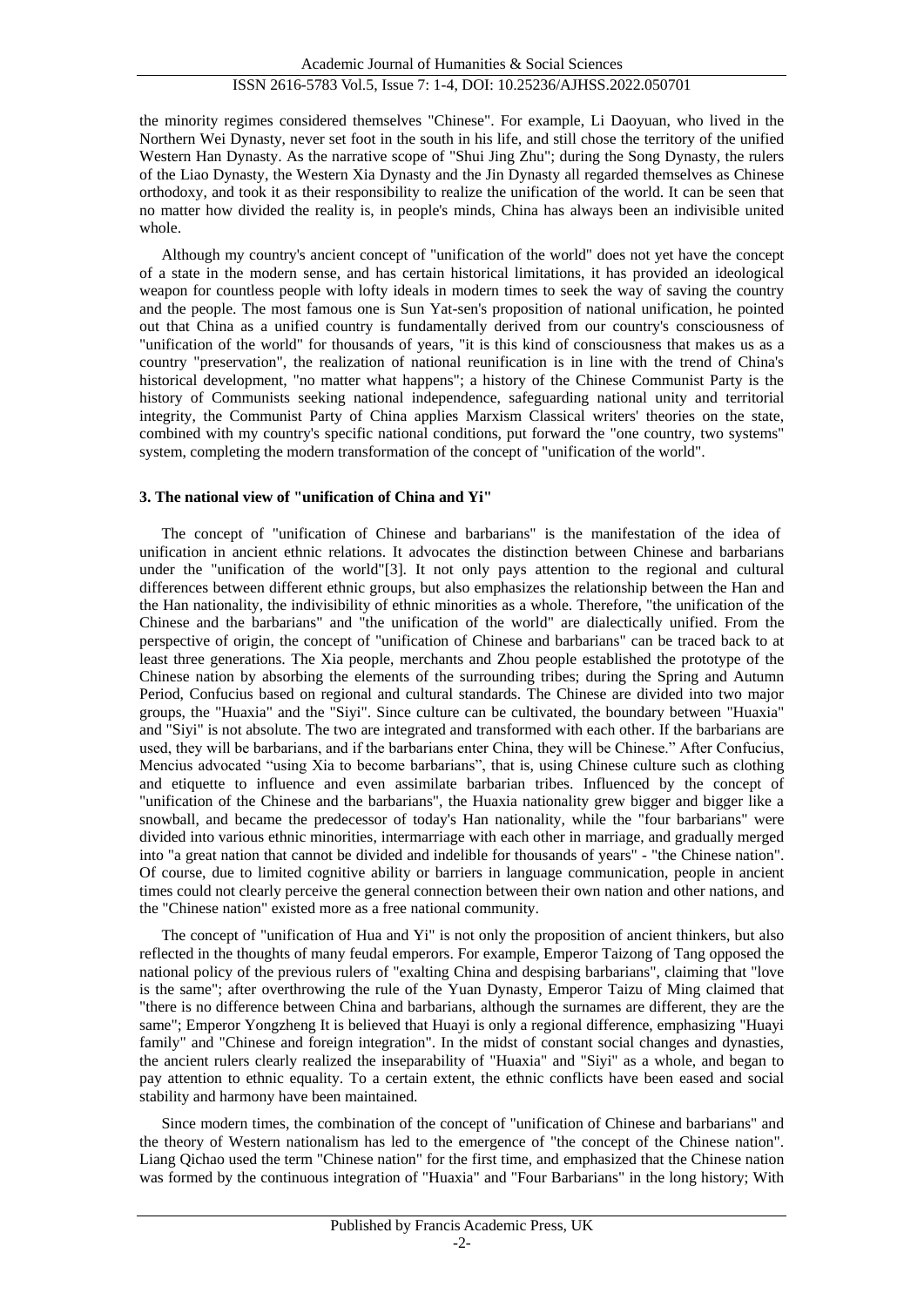the minority regimes considered themselves "Chinese". For example, Li Daoyuan, who lived in the Northern Wei Dynasty, never set foot in the south in his life, and still chose the territory of the unified Western Han Dynasty. As the narrative scope of "Shui Jing Zhu"; during the Song Dynasty, the rulers of the Liao Dynasty, the Western Xia Dynasty and the Jin Dynasty all regarded themselves as Chinese orthodoxy, and took it as their responsibility to realize the unification of the world. It can be seen that no matter how divided the reality is, in people's minds, China has always been an indivisible united whole.

Although my country's ancient concept of "unification of the world" does not yet have the concept of a state in the modern sense, and has certain historical limitations, it has provided an ideological weapon for countless people with lofty ideals in modern times to seek the way of saving the country and the people. The most famous one is Sun Yat-sen's proposition of national unification, he pointed out that China as a unified country is fundamentally derived from our country's consciousness of "unification of the world" for thousands of years, "it is this kind of consciousness that makes us as a country "preservation", the realization of national reunification is in line with the trend of China's historical development, "no matter what happens"; a history of the Chinese Communist Party is the history of Communists seeking national independence, safeguarding national unity and territorial integrity, the Communist Party of China applies Marxism Classical writers' theories on the state, combined with my country's specific national conditions, put forward the "one country, two systems" system, completing the modern transformation of the concept of "unification of the world".

### 3. The national view of "unification of China and Yi"

The concept of "unification of Chinese and barbarians" is the manifestation of the idea of unification in ancient ethnic relations. It advocates the distinction between Chinese and barbarians under the "unification of the world"[3]. It not only pays attention to the regional and cultural differences between different ethnic groups, but also emphasizes the relationship between the Han and the Han nationality, the indivisibility of ethnic minorities as a whole. Therefore, "the unification of the Chinese and the barbarians" and "the unification of the world" are dialectically unified. From the perspective of origin, the concept of "unification of Chinese and barbarians" can be traced back to at least three generations. The Xia people, merchants and Zhou people established the prototype of the Chinese nation by absorbing the elements of the surrounding tribes; during the Spring and Autumn Period, Confucius based on regional and cultural standards. The Chinese are divided into two major groups, the "Huaxia" and the "Siyi". Since culture can be cultivated, the boundary between "Huaxia" and "Siyi" is not absolute. The two are integrated and transformed with each other. If the barbarians are used, they will be barbarians, and if the barbarians enter China, they will be Chinese." After Confucius, Mencius advocated "using Xia to become barbarians", that is, using Chinese culture such as clothing and etiquette to influence and even assimilate barbarian tribes. Influenced by the concept of "unification of the Chinese and the barbarians", the Huaxia nationality grew bigger and bigger like a snowball, and became the predecessor of today's Han nationality, while the "four barbarians" were divided into various ethnic minorities, intermarriage with each other in marriage, and gradually merged into "a great nation that cannot be divided and indelible for thousands of years" - "the Chinese nation". Of course, due to limited cognitive ability or barriers in language communication, people in ancient times could not clearly perceive the general connection between their own nation and other nations, and the "Chinese nation" existed more as a free national community.

The concept of "unification of Hua and Yi" is not only the proposition of ancient thinkers, but also reflected in the thoughts of many feudal emperors. For example, Emperor Taizong of Tang opposed the national policy of the previous rulers of "exalting China and despising barbarians", claiming that "love is the same"; after overthrowing the rule of the Yuan Dynasty, Emperor Taizu of Ming claimed that "there is no difference between China and barbarians, although the surnames are different, they are the same"; Emperor Yongzheng It is believed that Huayi is only a regional difference, emphasizing "Huayi family" and "Chinese and foreign integration". In the midst of constant social changes and dynasties, the ancient rulers clearly realized the inseparability of "Huaxia" and "Siyi" as a whole, and began to pay attention to ethnic equality. To a certain extent, the ethnic conflicts have been eased and social stability and harmony have been maintained.

Since modern times, the combination of the concept of "unification of Chinese and barbarians" and the theory of Western nationalism has led to the emergence of "the concept of the Chinese nation". Liang Qichao used the term "Chinese nation" for the first time, and emphasized that the Chinese nation was formed by the continuous integration of "Huaxia" and "Four Barbarians" in the long history; With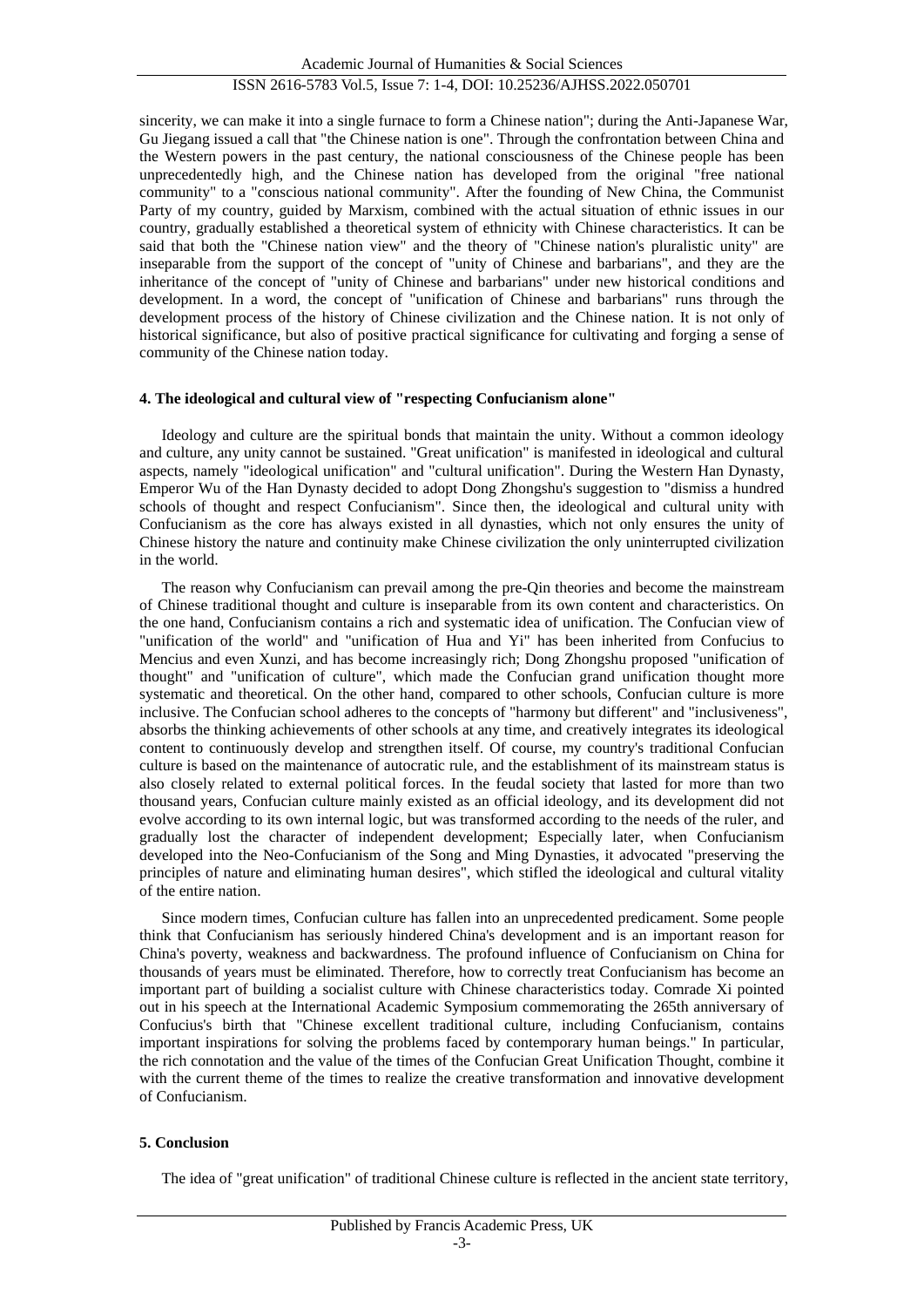sincerity, we can make it into a single furnace to form a Chinese nation"; during the Anti-Japanese War, Gu Jiegang issued a call that "the Chinese nation is one". Through the confrontation between China and the Western powers in the past century, the national consciousness of the Chinese people has been unprecedentedly high, and the Chinese nation has developed from the original "free national community" to a "conscious national community". After the founding of New China, the Communist Party of my country, guided by Marxism, combined with the actual situation of ethnic issues in our country, gradually established a theoretical system of ethnicity with Chinese characteristics. It can be said that both the "Chinese nation view" and the theory of "Chinese nation's pluralistic unity" are inseparable from the support of the concept of "unity of Chinese and barbarians", and they are the inheritance of the concept of "unity of Chinese and barbarians" under new historical conditions and development. In a word, the concept of "unification of Chinese and barbarians" runs through the development process of the history of Chinese civilization and the Chinese nation. It is not only of historical significance, but also of positive practical significance for cultivating and forging a sense of community of the Chinese nation today.

#### 4. The ideological and cultural view of "respecting Confucianism alone"

Ideology and culture are the spiritual bonds that maintain the unity. Without a common ideology and culture, any unity cannot be sustained. "Great unification" is manifested in ideological and cultural aspects, namely "ideological unification" and "cultural unification". During the Western Han Dynasty, Emperor Wu of the Han Dynasty decided to adopt Dong Zhongshu's suggestion to "dismiss a hundred schools of thought and respect Confucianism". Since then, the ideological and cultural unity with Confucianism as the core has always existed in all dynasties, which not only ensures the unity of Chinese history the nature and continuity make Chinese civilization the only uninterrupted civilization in the world.

The reason why Confucianism can prevail among the pre-Qin theories and become the mainstream of Chinese traditional thought and culture is inseparable from its own content and characteristics. On the one hand, Confucianism contains a rich and systematic idea of unification. The Confucian view of "unification of the world" and "unification of Hua and Yi" has been inherited from Confucius to Mencius and even Xunzi, and has become increasingly rich; Dong Zhongshu proposed "unification of thought" and "unification of culture", which made the Confucian grand unification thought more systematic and theoretical. On the other hand, compared to other schools, Confucian culture is more inclusive. The Confucian school adheres to the concepts of "harmony but different" and "inclusiveness", absorbs the thinking achievements of other schools at any time, and creatively integrates its ideological content to continuously develop and strengthen itself. Of course, my country's traditional Confucian culture is based on the maintenance of autocratic rule, and the establishment of its mainstream status is also closely related to external political forces. In the feudal society that lasted for more than two thousand years, Confucian culture mainly existed as an official ideology, and its development did not evolve according to its own internal logic, but was transformed according to the needs of the ruler, and gradually lost the character of independent development; Especially later, when Confucianism developed into the Neo-Confucianism of the Song and Ming Dynasties, it advocated "preserving the principles of nature and eliminating human desires", which stifled the ideological and cultural vitality of the entire nation.

Since modern times, Confucian culture has fallen into an unprecedented predicament. Some people think that Confucianism has seriously hindered China's development and is an important reason for China's poverty, weakness and backwardness. The profound influence of Confucianism on China for thousands of years must be eliminated. Therefore, how to correctly treat Confucianism has become an important part of building a socialist culture with Chinese characteristics today. Comrade Xi pointed out in his speech at the International Academic Symposium commemorating the 265th anniversary of Confucius's birth that "Chinese excellent traditional culture, including Confucianism, contains important inspirations for solving the problems faced by contemporary human beings." In particular, the rich connotation and the value of the times of the Confucian Great Unification Thought, combine it with the current theme of the times to realize the creative transformation and innovative development of Confucianism.

#### 5. Conclusion

The idea of "great unification" of traditional Chinese culture is reflected in the ancient state territory,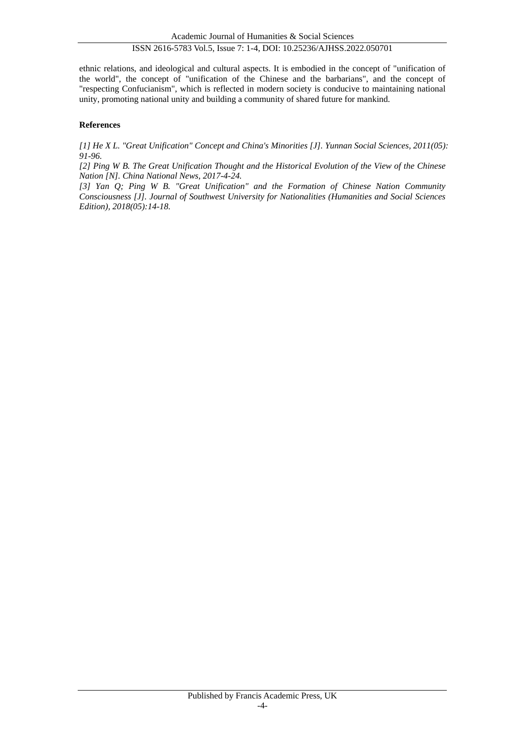ethnic relations, and ideological and cultural aspects. It is embodied in the concept of "unification of the world", the concept of "unification of the Chinese and the barbarians", and the concept of "respecting Confucianism", which is reflected in modern society is conducive to maintaining national unity, promoting national unity and building a community of shared future for mankind.

**References**

*[1] He X L. "Great Unification" Concept and China's Minorities [J]. Yunnan Social Sciences, 2011(05): 91-96.*

*[2] Ping W B. The Great Unification Thought and the Historical Evolution of the View of the Chinese Nation [N]. China National News, 2017-4-24.*

*[3] Yan Q; Ping W B. "Great Unification" and the Formation of Chinese Nation Community Consciousness [J]. Journal of Southwest University for Nationalities (Humanities and Social Sciences Edition), 2018(05):14-18.*